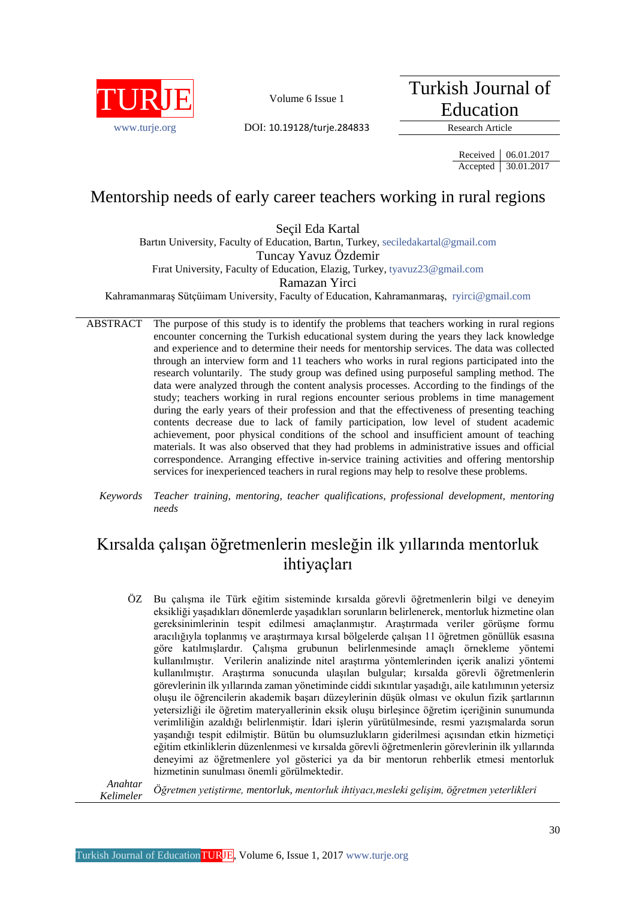TURJE

www.turje.org

Volume 6 Issue 1

DOI: 10.19128/turje.284833

Turkish Journal of Education

Research Article

| Received | 06.01.2017 |
|---|---|
| Accepted | 30.01.2017 |

# Mentorship needs of early career teachers working in rural regions

Seçil Eda Kartal
Bartın University, Faculty of Education, Bartın, Turkey, seciledakartal@gmail.com

Tuncay Yavuz Özdemir
Fırat University, Faculty of Education, Elazig, Turkey, tyavuz23@gmail.com

Ramazan Yirci
Kahramanmaraş Sütçüimam University, Faculty of Education, Kahramanmaraş, ryirci@gmail.com

**ABSTRACT** The purpose of this study is to identify the problems that teachers working in rural regions encounter concerning the Turkish educational system during the years they lack knowledge and experience and to determine their needs for mentorship services. The data was collected through an interview form and 11 teachers who works in rural regions participated into the research voluntarily. The study group was defined using purposeful sampling method. The data were analyzed through the content analysis processes. According to the findings of the study; teachers working in rural regions encounter serious problems in time management during the early years of their profession and that the effectiveness of presenting teaching contents decrease due to lack of family participation, low level of student academic achievement, poor physical conditions of the school and insufficient amount of teaching materials. It was also observed that they had problems in administrative issues and official correspondence. Arranging effective in-service training activities and offering mentorship services for inexperienced teachers in rural regions may help to resolve these problems.

*Keywords* *Teacher training, mentoring, teacher qualifications, professional development, mentoring needs*

# Kırsalda çalışan öğretmenlerin mesleğin ilk yıllarında mentorluk ihtiyaçları

**ÖZ** Bu çalışma ile Türk eğitim sisteminde kırsalda görevli öğretmenlerin bilgi ve deneyim eksikliği yaşadıkları dönemlerde yaşadıkları sorunların belirlenerek, mentorluk hizmetine olan gereksinimlerinin tespit edilmesi amaçlanmıştır. Araştırmada veriler görüşme formu aracılığıyla toplanmış ve araştırmaya kırsal bölgelerde çalışan 11 öğretmen gönüllük esasına göre katılmışlardır. Çalışma grubunun belirlenmesinde amaçlı örnekleme yöntemi kullanılmıştır. Verilerin analizinde nitel araştırma yöntemlerinden içerik analizi yöntemi kullanılmıştır. Araştırma sonucunda ulaşılan bulgular; kırsalda görevli öğretmenlerin görevlerinin ilk yıllarında zaman yönetiminde ciddi sıkıntılar yaşadığı, aile katılımının yetersiz oluşu ile öğrencilerin akademik başarı düzeylerinin düşük olması ve okulun fizik şartlarının yetersizliği ile öğretim materyallerinin eksik oluşu birleşince öğretim içeriğinin sunumunda verimliliğin azaldığı belirlenmiştir. İdari işlerin yürütülmesinde, resmi yazışmalarda sorun yaşandığı tespit edilmiştir. Bütün bu olumsuzlukların giderilmesi açısından etkin hizmetiçi eğitim etkinliklerin düzenlenmesi ve kırsalda görevli öğretmenlerin görevlerinin ilk yıllarında deneyimi az öğretmenlere yol gösterici ya da bir mentorun rehberlik etmesi mentorluk hizmetinin sunulması önemli görülmektedir.

*Anahtar Kelimeler* *Öğretmen yetiştirme, mentorluk, mentorluk ihtiyacı,mesleki gelişim, öğretmen yeterlikleri*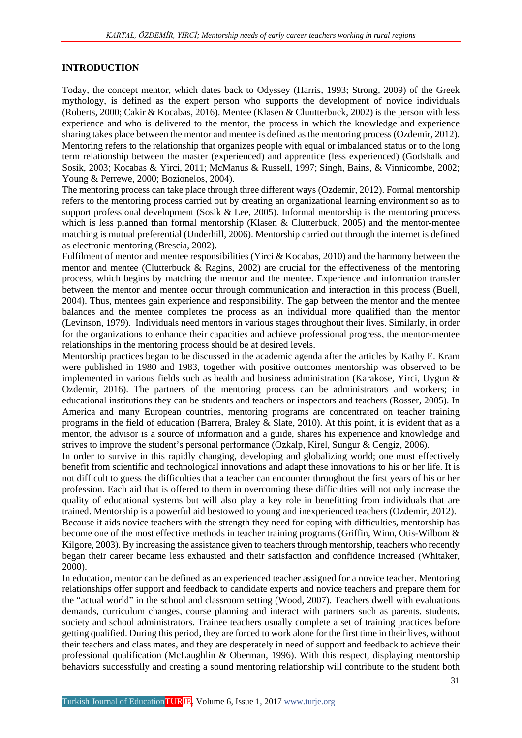## INTRODUCTION

Today, the concept mentor, which dates back to Odyssey (Harris, 1993; Strong, 2009) of the Greek mythology, is defined as the expert person who supports the development of novice individuals (Roberts, 2000; Cakir & Kocabas, 2016). Mentee (Klasen & Cluutterbuck, 2002) is the person with less experience and who is delivered to the mentor, the process in which the knowledge and experience sharing takes place between the mentor and mentee is defined as the mentoring process (Ozdemir, 2012). Mentoring refers to the relationship that organizes people with equal or imbalanced status or to the long term relationship between the master (experienced) and apprentice (less experienced) (Godshalk and Sosik, 2003; Kocabas & Yirci, 2011; McManus & Russell, 1997; Singh, Bains, & Vinnicombe, 2002; Young & Perrewe, 2000; Bozionelos, 2004).

The mentoring process can take place through three different ways (Ozdemir, 2012). Formal mentorship refers to the mentoring process carried out by creating an organizational learning environment so as to support professional development (Sosik & Lee, 2005). Informal mentorship is the mentoring process which is less planned than formal mentorship (Klasen & Clutterbuck, 2005) and the mentor-mentee matching is mutual preferential (Underhill, 2006). Mentorship carried out through the internet is defined as electronic mentoring (Brescia, 2002).

Fulfilment of mentor and mentee responsibilities (Yirci & Kocabas, 2010) and the harmony between the mentor and mentee (Clutterbuck & Ragins, 2002) are crucial for the effectiveness of the mentoring process, which begins by matching the mentor and the mentee. Experience and information transfer between the mentor and mentee occur through communication and interaction in this process (Buell, 2004). Thus, mentees gain experience and responsibility. The gap between the mentor and the mentee balances and the mentee completes the process as an individual more qualified than the mentor (Levinson, 1979). Individuals need mentors in various stages throughout their lives. Similarly, in order for the organizations to enhance their capacities and achieve professional progress, the mentor-mentee relationships in the mentoring process should be at desired levels.

Mentorship practices began to be discussed in the academic agenda after the articles by Kathy E. Kram were published in 1980 and 1983, together with positive outcomes mentorship was observed to be implemented in various fields such as health and business administration (Karakose, Yirci, Uygun & Ozdemir, 2016). The partners of the mentoring process can be administrators and workers; in educational institutions they can be students and teachers or inspectors and teachers (Rosser, 2005). In America and many European countries, mentoring programs are concentrated on teacher training programs in the field of education (Barrera, Braley & Slate, 2010). At this point, it is evident that as a mentor, the advisor is a source of information and a guide, shares his experience and knowledge and strives to improve the student's personal performance (Ozkalp, Kirel, Sungur & Cengiz, 2006).

In order to survive in this rapidly changing, developing and globalizing world; one must effectively benefit from scientific and technological innovations and adapt these innovations to his or her life. It is not difficult to guess the difficulties that a teacher can encounter throughout the first years of his or her profession. Each aid that is offered to them in overcoming these difficulties will not only increase the quality of educational systems but will also play a key role in benefitting from individuals that are trained. Mentorship is a powerful aid bestowed to young and inexperienced teachers (Ozdemir, 2012).

Because it aids novice teachers with the strength they need for coping with difficulties, mentorship has become one of the most effective methods in teacher training programs (Griffin, Winn, Otis-Wilbom & Kilgore, 2003). By increasing the assistance given to teachers through mentorship, teachers who recently began their career became less exhausted and their satisfaction and confidence increased (Whitaker, 2000).

In education, mentor can be defined as an experienced teacher assigned for a novice teacher. Mentoring relationships offer support and feedback to candidate experts and novice teachers and prepare them for the "actual world" in the school and classroom setting (Wood, 2007). Teachers dwell with evaluations demands, curriculum changes, course planning and interact with partners such as parents, students, society and school administrators. Trainee teachers usually complete a set of training practices before getting qualified. During this period, they are forced to work alone for the first time in their lives, without their teachers and class mates, and they are desperately in need of support and feedback to achieve their professional qualification (McLaughlin & Oberman, 1996). With this respect, displaying mentorship behaviors successfully and creating a sound mentoring relationship will contribute to the student both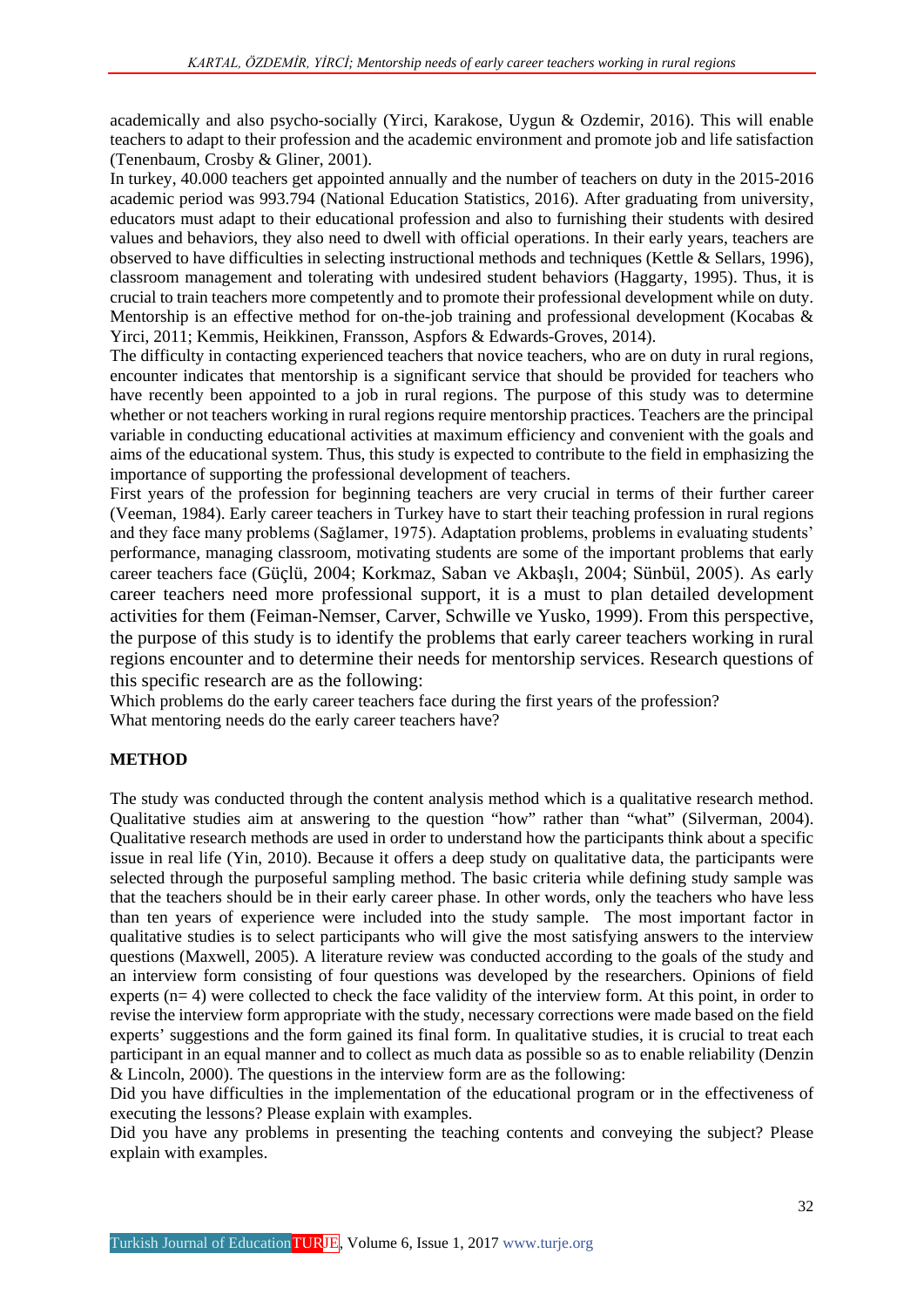academically and also psycho-socially (Yirci, Karakose, Uygun & Ozdemir, 2016). This will enable teachers to adapt to their profession and the academic environment and promote job and life satisfaction (Tenenbaum, Crosby & Gliner, 2001).

In turkey, 40.000 teachers get appointed annually and the number of teachers on duty in the 2015-2016 academic period was 993.794 (National Education Statistics, 2016). After graduating from university, educators must adapt to their educational profession and also to furnishing their students with desired values and behaviors, they also need to dwell with official operations. In their early years, teachers are observed to have difficulties in selecting instructional methods and techniques (Kettle & Sellars, 1996), classroom management and tolerating with undesired student behaviors (Haggarty, 1995). Thus, it is crucial to train teachers more competently and to promote their professional development while on duty. Mentorship is an effective method for on-the-job training and professional development (Kocabas & Yirci, 2011; Kemmis, Heikkinen, Fransson, Aspfors & Edwards-Groves, 2014).

The difficulty in contacting experienced teachers that novice teachers, who are on duty in rural regions, encounter indicates that mentorship is a significant service that should be provided for teachers who have recently been appointed to a job in rural regions. The purpose of this study was to determine whether or not teachers working in rural regions require mentorship practices. Teachers are the principal variable in conducting educational activities at maximum efficiency and convenient with the goals and aims of the educational system. Thus, this study is expected to contribute to the field in emphasizing the importance of supporting the professional development of teachers.

First years of the profession for beginning teachers are very crucial in terms of their further career (Veeman, 1984). Early career teachers in Turkey have to start their teaching profession in rural regions and they face many problems (Sağlamer, 1975). Adaptation problems, problems in evaluating students' performance, managing classroom, motivating students are some of the important problems that early career teachers face (Güçlü, 2004; Korkmaz, Saban ve Akbaşlı, 2004; Sünbül, 2005). As early career teachers need more professional support, it is a must to plan detailed development activities for them (Feiman-Nemser, Carver, Schwille ve Yusko, 1999). From this perspective, the purpose of this study is to identify the problems that early career teachers working in rural regions encounter and to determine their needs for mentorship services. Research questions of this specific research are as the following:

Which problems do the early career teachers face during the first years of the profession?

What mentoring needs do the early career teachers have?

## METHOD

The study was conducted through the content analysis method which is a qualitative research method. Qualitative studies aim at answering to the question "how" rather than "what" (Silverman, 2004). Qualitative research methods are used in order to understand how the participants think about a specific issue in real life (Yin, 2010). Because it offers a deep study on qualitative data, the participants were selected through the purposeful sampling method. The basic criteria while defining study sample was that the teachers should be in their early career phase. In other words, only the teachers who have less than ten years of experience were included into the study sample. The most important factor in qualitative studies is to select participants who will give the most satisfying answers to the interview questions (Maxwell, 2005). A literature review was conducted according to the goals of the study and an interview form consisting of four questions was developed by the researchers. Opinions of field experts (n= 4) were collected to check the face validity of the interview form. At this point, in order to revise the interview form appropriate with the study, necessary corrections were made based on the field experts' suggestions and the form gained its final form. In qualitative studies, it is crucial to treat each participant in an equal manner and to collect as much data as possible so as to enable reliability (Denzin & Lincoln, 2000). The questions in the interview form are as the following:

Did you have difficulties in the implementation of the educational program or in the effectiveness of executing the lessons? Please explain with examples.

Did you have any problems in presenting the teaching contents and conveying the subject? Please explain with examples.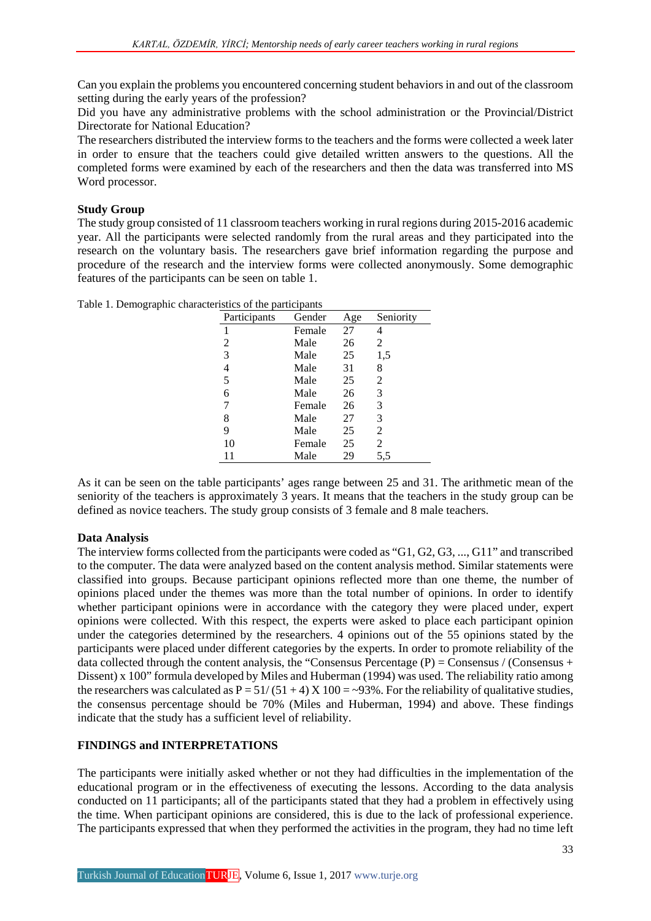Can you explain the problems you encountered concerning student behaviors in and out of the classroom setting during the early years of the profession?

Did you have any administrative problems with the school administration or the Provincial/District Directorate for National Education?

The researchers distributed the interview forms to the teachers and the forms were collected a week later in order to ensure that the teachers could give detailed written answers to the questions. All the completed forms were examined by each of the researchers and then the data was transferred into MS Word processor.

## Study Group

The study group consisted of 11 classroom teachers working in rural regions during 2015-2016 academic year. All the participants were selected randomly from the rural areas and they participated into the research on the voluntary basis. The researchers gave brief information regarding the purpose and procedure of the research and the interview forms were collected anonymously. Some demographic features of the participants can be seen on table 1.

Table 1. Demographic characteristics of the participants

| Participants | Gender | Age | Seniority |
|---|---|---|---|
| 1 | Female | 27 | 4 |
| 2 | Male | 26 | 2 |
| 3 | Male | 25 | 1,5 |
| 4 | Male | 31 | 8 |
| 5 | Male | 25 | 2 |
| 6 | Male | 26 | 3 |
| 7 | Female | 26 | 3 |
| 8 | Male | 27 | 3 |
| 9 | Male | 25 | 2 |
| 10 | Female | 25 | 2 |
| 11 | Male | 29 | 5,5 |

As it can be seen on the table participants' ages range between 25 and 31. The arithmetic mean of the seniority of the teachers is approximately 3 years. It means that the teachers in the study group can be defined as novice teachers. The study group consists of 3 female and 8 male teachers.

## Data Analysis

The interview forms collected from the participants were coded as "G1, G2, G3, ..., G11" and transcribed to the computer. The data were analyzed based on the content analysis method. Similar statements were classified into groups. Because participant opinions reflected more than one theme, the number of opinions placed under the themes was more than the total number of opinions. In order to identify whether participant opinions were in accordance with the category they were placed under, expert opinions were collected. With this respect, the experts were asked to place each participant opinion under the categories determined by the researchers. 4 opinions out of the 55 opinions stated by the participants were placed under different categories by the experts. In order to promote reliability of the data collected through the content analysis, the "Consensus Percentage (P) = Consensus / (Consensus + Dissent) x 100" formula developed by Miles and Huberman (1994) was used. The reliability ratio among the researchers was calculated as $P = 51 / (51 + 4) \times 100 = \sim 93\%$. For the reliability of qualitative studies, the consensus percentage should be 70% (Miles and Huberman, 1994) and above. These findings indicate that the study has a sufficient level of reliability.

## FINDINGS and INTERPRETATIONS

The participants were initially asked whether or not they had difficulties in the implementation of the educational program or in the effectiveness of executing the lessons. According to the data analysis conducted on 11 participants; all of the participants stated that they had a problem in effectively using the time. When participant opinions are considered, this is due to the lack of professional experience. The participants expressed that when they performed the activities in the program, they had no time left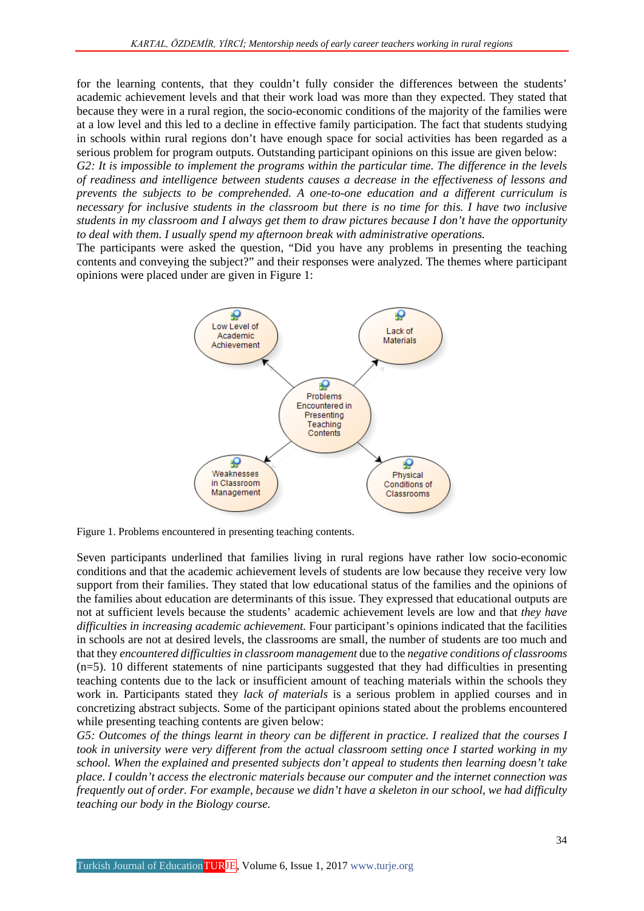for the learning contents, that they couldn't fully consider the differences between the students' academic achievement levels and that their work load was more than they expected. They stated that because they were in a rural region, the socio-economic conditions of the majority of the families were at a low level and this led to a decline in effective family participation. The fact that students studying in schools within rural regions don't have enough space for social activities has been regarded as a serious problem for program outputs. Outstanding participant opinions on this issue are given below:

*G2: It is impossible to implement the programs within the particular time. The difference in the levels of readiness and intelligence between students causes a decrease in the effectiveness of lessons and prevents the subjects to be comprehended. A one-to-one education and a different curriculum is necessary for inclusive students in the classroom but there is no time for this. I have two inclusive students in my classroom and I always get them to draw pictures because I don't have the opportunity to deal with them. I usually spend my afternoon break with administrative operations.*

The participants were asked the question, "Did you have any problems in presenting the teaching contents and conveying the subject?" and their responses were analyzed. The themes where participant opinions were placed under are given in Figure 1:

Figure 1. Problems encountered in presenting teaching contents.

Seven participants underlined that families living in rural regions have rather low socio-economic conditions and that the academic achievement levels of students are low because they receive very low support from their families. They stated that low educational status of the families and the opinions of the families about education are determinants of this issue. They expressed that educational outputs are not at sufficient levels because the students' academic achievement levels are low and that *they have difficulties in increasing academic achievement.* Four participant's opinions indicated that the facilities in schools are not at desired levels, the classrooms are small, the number of students are too much and that they *encountered difficulties in classroom management* due to the *negative conditions of classrooms* (n=5). 10 different statements of nine participants suggested that they had difficulties in presenting teaching contents due to the lack or insufficient amount of teaching materials within the schools they work in. Participants stated they *lack of materials* is a serious problem in applied courses and in concretizing abstract subjects. Some of the participant opinions stated about the problems encountered while presenting teaching contents are given below:

*G5: Outcomes of the things learnt in theory can be different in practice. I realized that the courses I took in university were very different from the actual classroom setting once I started working in my school. When the explained and presented subjects don't appeal to students then learning doesn't take place. I couldn't access the electronic materials because our computer and the internet connection was frequently out of order. For example, because we didn't have a skeleton in our school, we had difficulty teaching our body in the Biology course.*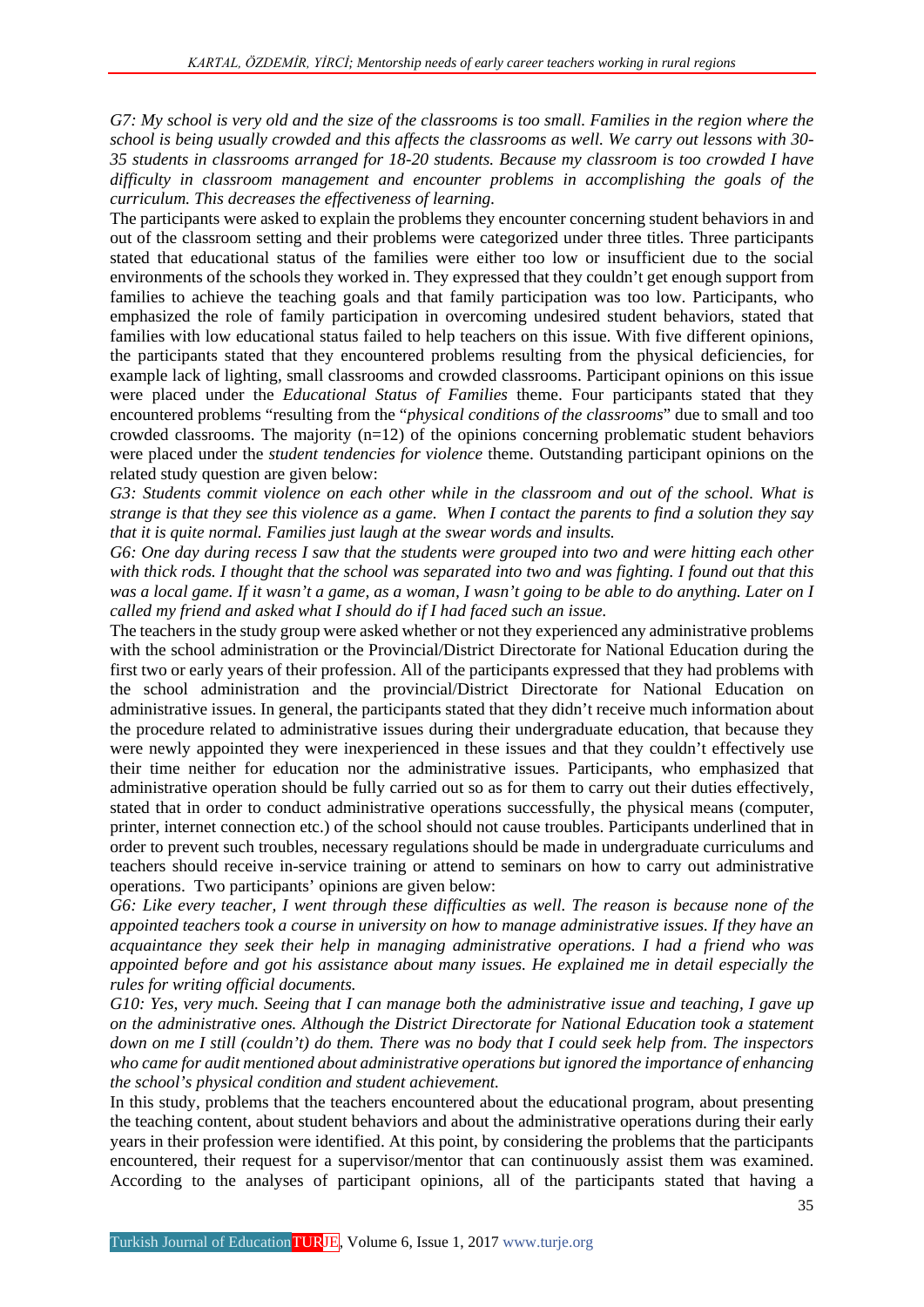*G7: My school is very old and the size of the classrooms is too small. Families in the region where the school is being usually crowded and this affects the classrooms as well. We carry out lessons with 30-35 students in classrooms arranged for 18-20 students. Because my classroom is too crowded I have difficulty in classroom management and encounter problems in accomplishing the goals of the curriculum. This decreases the effectiveness of learning.*

The participants were asked to explain the problems they encounter concerning student behaviors in and out of the classroom setting and their problems were categorized under three titles. Three participants stated that educational status of the families were either too low or insufficient due to the social environments of the schools they worked in. They expressed that they couldn't get enough support from families to achieve the teaching goals and that family participation was too low. Participants, who emphasized the role of family participation in overcoming undesired student behaviors, stated that families with low educational status failed to help teachers on this issue. With five different opinions, the participants stated that they encountered problems resulting from the physical deficiencies, for example lack of lighting, small classrooms and crowded classrooms. Participant opinions on this issue were placed under the *Educational Status of Families* theme. Four participants stated that they encountered problems "resulting from the "*physical conditions of the classrooms*" due to small and too crowded classrooms. The majority (n=12) of the opinions concerning problematic student behaviors were placed under the *student tendencies for violence* theme. Outstanding participant opinions on the related study question are given below:

*G3: Students commit violence on each other while in the classroom and out of the school. What is strange is that they see this violence as a game. When I contact the parents to find a solution they say that it is quite normal. Families just laugh at the swear words and insults.*

*G6: One day during recess I saw that the students were grouped into two and were hitting each other with thick rods. I thought that the school was separated into two and was fighting. I found out that this was a local game. If it wasn't a game, as a woman, I wasn't going to be able to do anything. Later on I called my friend and asked what I should do if I had faced such an issue.*

The teachers in the study group were asked whether or not they experienced any administrative problems with the school administration or the Provincial/District Directorate for National Education during the first two or early years of their profession. All of the participants expressed that they had problems with the school administration and the provincial/District Directorate for National Education on administrative issues. In general, the participants stated that they didn't receive much information about the procedure related to administrative issues during their undergraduate education, that because they were newly appointed they were inexperienced in these issues and that they couldn't effectively use their time neither for education nor the administrative issues. Participants, who emphasized that administrative operation should be fully carried out so as for them to carry out their duties effectively, stated that in order to conduct administrative operations successfully, the physical means (computer, printer, internet connection etc.) of the school should not cause troubles. Participants underlined that in order to prevent such troubles, necessary regulations should be made in undergraduate curriculums and teachers should receive in-service training or attend to seminars on how to carry out administrative operations. Two participants' opinions are given below:

*G6: Like every teacher, I went through these difficulties as well. The reason is because none of the appointed teachers took a course in university on how to manage administrative issues. If they have an acquaintance they seek their help in managing administrative operations. I had a friend who was appointed before and got his assistance about many issues. He explained me in detail especially the rules for writing official documents.*

*G10: Yes, very much. Seeing that I can manage both the administrative issue and teaching, I gave up on the administrative ones. Although the District Directorate for National Education took a statement down on me I still (couldn't) do them. There was no body that I could seek help from. The inspectors who came for audit mentioned about administrative operations but ignored the importance of enhancing the school's physical condition and student achievement.*

In this study, problems that the teachers encountered about the educational program, about presenting the teaching content, about student behaviors and about the administrative operations during their early years in their profession were identified. At this point, by considering the problems that the participants encountered, their request for a supervisor/mentor that can continuously assist them was examined. According to the analyses of participant opinions, all of the participants stated that having a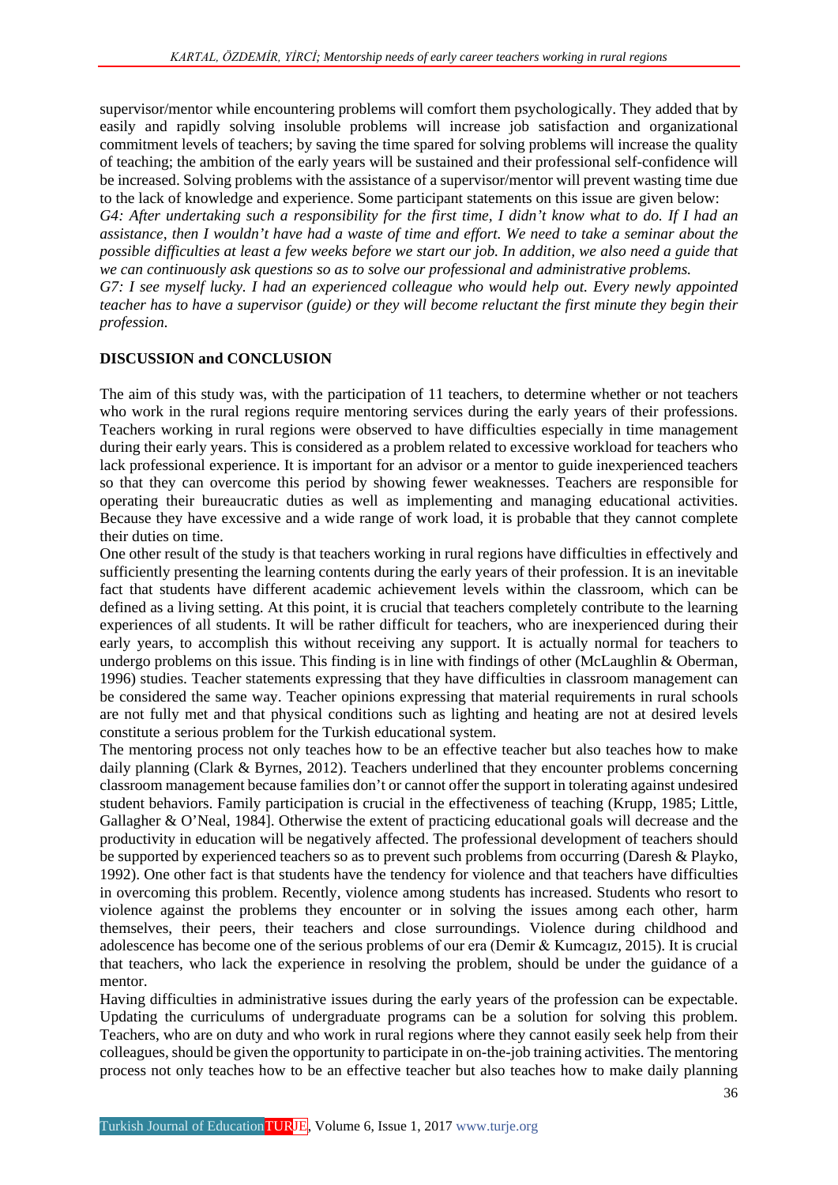supervisor/mentor while encountering problems will comfort them psychologically. They added that by easily and rapidly solving insoluble problems will increase job satisfaction and organizational commitment levels of teachers; by saving the time spared for solving problems will increase the quality of teaching; the ambition of the early years will be sustained and their professional self-confidence will be increased. Solving problems with the assistance of a supervisor/mentor will prevent wasting time due to the lack of knowledge and experience. Some participant statements on this issue are given below:

*G4: After undertaking such a responsibility for the first time, I didn't know what to do. If I had an assistance, then I wouldn't have had a waste of time and effort. We need to take a seminar about the possible difficulties at least a few weeks before we start our job. In addition, we also need a guide that we can continuously ask questions so as to solve our professional and administrative problems.*

*G7: I see myself lucky. I had an experienced colleague who would help out. Every newly appointed teacher has to have a supervisor (guide) or they will become reluctant the first minute they begin their profession.*

## DISCUSSION and CONCLUSION

The aim of this study was, with the participation of 11 teachers, to determine whether or not teachers who work in the rural regions require mentoring services during the early years of their professions. Teachers working in rural regions were observed to have difficulties especially in time management during their early years. This is considered as a problem related to excessive workload for teachers who lack professional experience. It is important for an advisor or a mentor to guide inexperienced teachers so that they can overcome this period by showing fewer weaknesses. Teachers are responsible for operating their bureaucratic duties as well as implementing and managing educational activities. Because they have excessive and a wide range of work load, it is probable that they cannot complete their duties on time.

One other result of the study is that teachers working in rural regions have difficulties in effectively and sufficiently presenting the learning contents during the early years of their profession. It is an inevitable fact that students have different academic achievement levels within the classroom, which can be defined as a living setting. At this point, it is crucial that teachers completely contribute to the learning experiences of all students. It will be rather difficult for teachers, who are inexperienced during their early years, to accomplish this without receiving any support. It is actually normal for teachers to undergo problems on this issue. This finding is in line with findings of other (McLaughlin & Oberman, 1996) studies. Teacher statements expressing that they have difficulties in classroom management can be considered the same way. Teacher opinions expressing that material requirements in rural schools are not fully met and that physical conditions such as lighting and heating are not at desired levels constitute a serious problem for the Turkish educational system.

The mentoring process not only teaches how to be an effective teacher but also teaches how to make daily planning (Clark & Byrnes, 2012). Teachers underlined that they encounter problems concerning classroom management because families don't or cannot offer the support in tolerating against undesired student behaviors. Family participation is crucial in the effectiveness of teaching (Krupp, 1985; Little, Gallagher & O'Neal, 1984]. Otherwise the extent of practicing educational goals will decrease and the productivity in education will be negatively affected. The professional development of teachers should be supported by experienced teachers so as to prevent such problems from occurring (Daresh & Playko, 1992). One other fact is that students have the tendency for violence and that teachers have difficulties in overcoming this problem. Recently, violence among students has increased. Students who resort to violence against the problems they encounter or in solving the issues among each other, harm themselves, their peers, their teachers and close surroundings. Violence during childhood and adolescence has become one of the serious problems of our era (Demir & Kumcagız, 2015). It is crucial that teachers, who lack the experience in resolving the problem, should be under the guidance of a mentor.

Having difficulties in administrative issues during the early years of the profession can be expectable. Updating the curriculums of undergraduate programs can be a solution for solving this problem. Teachers, who are on duty and who work in rural regions where they cannot easily seek help from their colleagues, should be given the opportunity to participate in on-the-job training activities. The mentoring process not only teaches how to be an effective teacher but also teaches how to make daily planning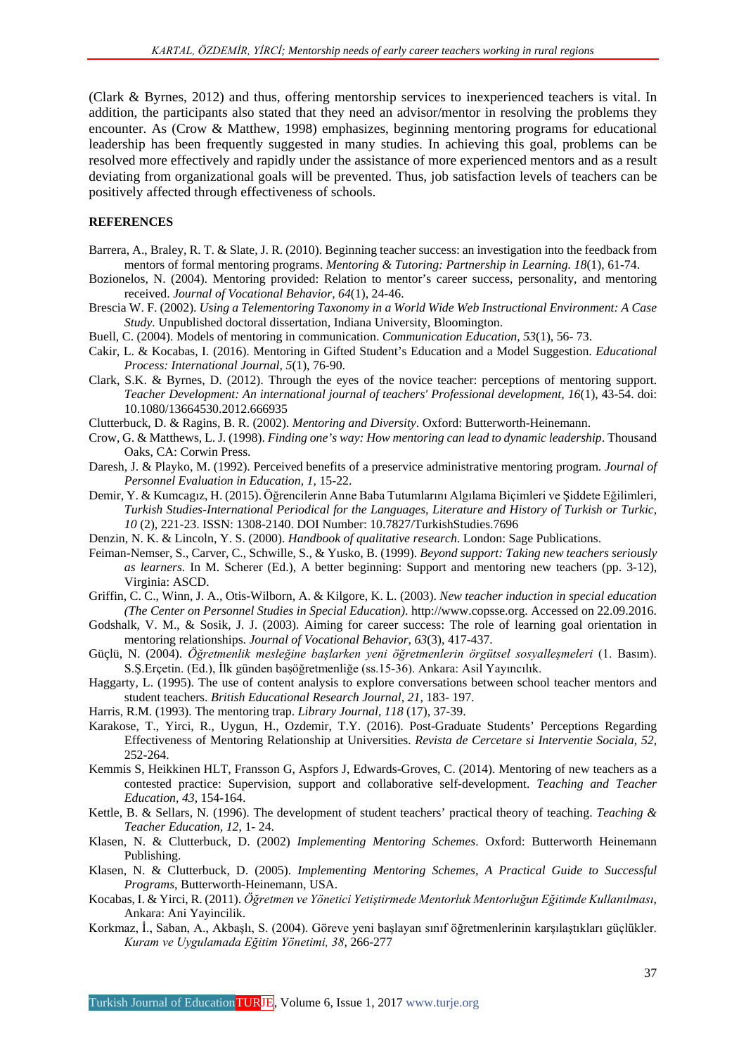(Clark & Byrnes, 2012) and thus, offering mentorship services to inexperienced teachers is vital. In addition, the participants also stated that they need an advisor/mentor in resolving the problems they encounter. As (Crow & Matthew, 1998) emphasizes, beginning mentoring programs for educational leadership has been frequently suggested in many studies. In achieving this goal, problems can be resolved more effectively and rapidly under the assistance of more experienced mentors and as a result deviating from organizational goals will be prevented. Thus, job satisfaction levels of teachers can be positively affected through effectiveness of schools.

**REFERENCES**

Barrera, A., Braley, R. T. & Slate, J. R. (2010). Beginning teacher success: an investigation into the feedback from mentors of formal mentoring programs. *Mentoring & Tutoring: Partnership in Learning. 18*(1), 61-74.

Bozionelos, N. (2004). Mentoring provided: Relation to mentor's career success, personality, and mentoring received. *Journal of Vocational Behavior, 64*(1), 24-46.

Brescia W. F. (2002). *Using a Telementoring Taxonomy in a World Wide Web Instructional Environment: A Case Study*. Unpublished doctoral dissertation, Indiana University, Bloomington.

Buell, C. (2004). Models of mentoring in communication. *Communication Education, 53*(1), 56- 73.

Cakir, L. & Kocabas, I. (2016). Mentoring in Gifted Student's Education and a Model Suggestion. *Educational Process: International Journal, 5*(1), 76-90.

Clark, S.K. & Byrnes, D. (2012). Through the eyes of the novice teacher: perceptions of mentoring support. *Teacher Development: An international journal of teachers' Professional development, 16*(1), 43-54. doi: 10.1080/13664530.2012.666935

Clutterbuck, D. & Ragins, B. R. (2002). *Mentoring and Diversity*. Oxford: Butterworth-Heinemann.

Crow, G. & Matthews, L. J. (1998). *Finding one's way: How mentoring can lead to dynamic leadership*. Thousand Oaks, CA: Corwin Press.

Daresh, J. & Playko, M. (1992). Perceived benefits of a preservice administrative mentoring program. *Journal of Personnel Evaluation in Education, 1*, 15-22.

Demir, Y. & Kumcagız, H. (2015). Öğrencilerin Anne Baba Tutumlarını Algılama Biçimleri ve Şiddete Eğilimleri, *Turkish Studies-International Periodical for the Languages, Literature and History of Turkish or Turkic, 10* (2), 221-23. ISSN: 1308-2140. DOI Number: 10.7827/TurkishStudies.7696

Denzin, N. K. & Lincoln, Y. S. (2000). *Handbook of qualitative research*. London: Sage Publications.

Feiman-Nemser, S., Carver, C., Schwille, S., & Yusko, B. (1999). *Beyond support: Taking new teachers seriously as learners*. In M. Scherer (Ed.), A better beginning: Support and mentoring new teachers (pp. 3-12), Virginia: ASCD.

Griffin, C. C., Winn, J. A., Otis-Wilborn, A. & Kilgore, K. L. (2003). *New teacher induction in special education (The Center on Personnel Studies in Special Education)*. http://www.copsse.org. Accessed on 22.09.2016.

Godshalk, V. M., & Sosik, J. J. (2003). Aiming for career success: The role of learning goal orientation in mentoring relationships. *Journal of Vocational Behavior, 63*(3), 417-437.

Güçlü, N. (2004). *Öğretmenlik mesleğine başlarken yeni öğretmenlerin örgütsel sosyalleşmeleri* (1. Basım). S.Ş.Erçetin. (Ed.), İlk günden başöğretmenliğe (ss.15-36). Ankara: Asil Yayıncılık.

Haggarty, L. (1995). The use of content analysis to explore conversations between school teacher mentors and student teachers. *British Educational Research Journal, 21*, 183- 197.

Harris, R.M. (1993). The mentoring trap. *Library Journal*, *118* (17), 37-39.

Karakose, T., Yirci, R., Uygun, H., Ozdemir, T.Y. (2016). Post-Graduate Students' Perceptions Regarding Effectiveness of Mentoring Relationship at Universities. *Revista de Cercetare si Interventie Sociala, 52*, 252-264.

Kemmis S, Heikkinen HLT, Fransson G, Aspfors J, Edwards-Groves, C. (2014). Mentoring of new teachers as a contested practice: Supervision, support and collaborative self-development. *Teaching and Teacher Education, 43*, 154-164.

Kettle, B. & Sellars, N. (1996). The development of student teachers' practical theory of teaching. *Teaching & Teacher Education, 12*, 1- 24.

Klasen, N. & Clutterbuck, D. (2002) *Implementing Mentoring Schemes*. Oxford: Butterworth Heinemann Publishing.

Klasen, N. & Clutterbuck, D. (2005). *Implementing Mentoring Schemes, A Practical Guide to Successful Programs*, Butterworth-Heinemann, USA.

Kocabas, I. & Yirci, R. (2011). *Öğretmen ve Yönetici Yetiştirmede Mentorluk Mentorluğun Eğitimde Kullanılması*, Ankara: Ani Yayincilik.

Korkmaz, İ., Saban, A., Akbaşlı, S. (2004). Göreve yeni başlayan sınıf öğretmenlerinin karşılaştıkları güçlükler. *Kuram ve Uygulamada Eğitim Yönetimi, 38*, 266-277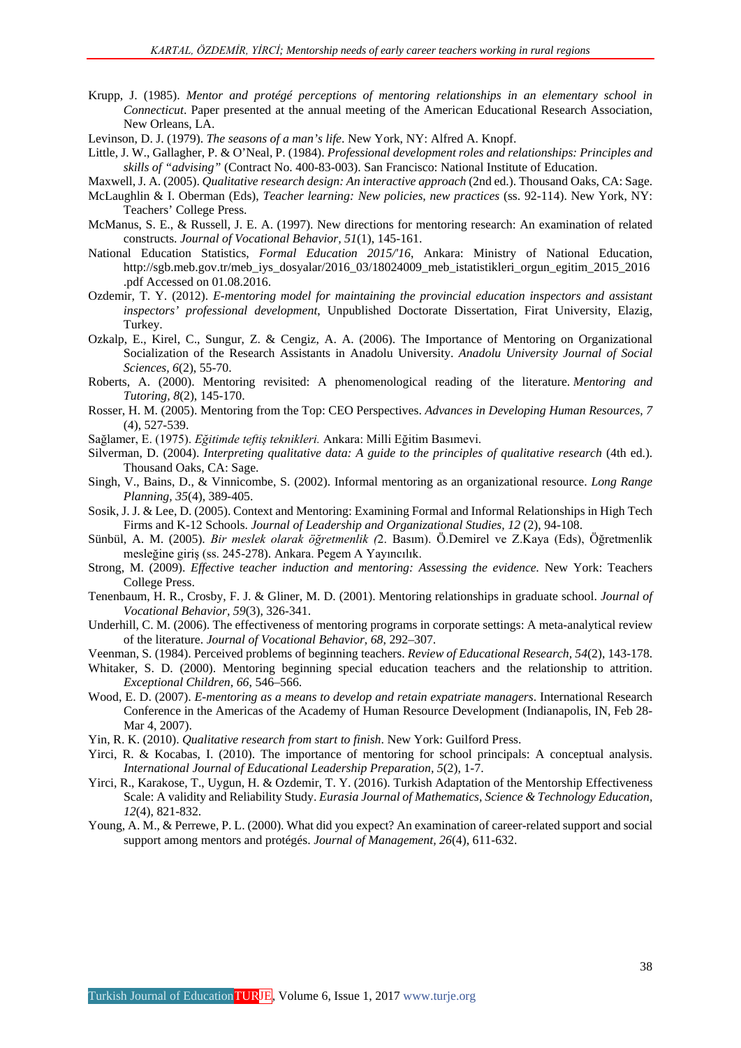Krupp, J. (1985). *Mentor and protégé perceptions of mentoring relationships in an elementary school in Connecticut*. Paper presented at the annual meeting of the American Educational Research Association, New Orleans, LA.

Levinson, D. J. (1979). *The seasons of a man's life*. New York, NY: Alfred A. Knopf.

Little, J. W., Gallagher, P. & O'Neal, P. (1984). *Professional development roles and relationships: Principles and skills of "advising"* (Contract No. 400-83-003). San Francisco: National Institute of Education.

Maxwell, J. A. (2005). *Qualitative research design: An interactive approach* (2nd ed.). Thousand Oaks, CA: Sage.

McLaughlin & I. Oberman (Eds), *Teacher learning: New policies, new practices* (ss. 92-114). New York, NY: Teachers' College Press.

McManus, S. E., & Russell, J. E. A. (1997). New directions for mentoring research: An examination of related constructs. *Journal of Vocational Behavior, 51*(1), 145-161.

National Education Statistics, *Formal Education 2015/'16*, Ankara: Ministry of National Education, http://sgb.meb.gov.tr/meb_iys_dosyalar/2016_03/18024009_meb_istatistikleri_orgun_egitim_2015_2016.pdf Accessed on 01.08.2016.

Ozdemir, T. Y. (2012). *E-mentoring model for maintaining the provincial education inspectors and assistant inspectors' professional development*, Unpublished Doctorate Dissertation, Firat University, Elazig, Turkey.

Ozkalp, E., Kirel, C., Sungur, Z. & Cengiz, A. A. (2006). The Importance of Mentoring on Organizational Socialization of the Research Assistants in Anadolu University. *Anadolu University Journal of Social Sciences, 6*(2), 55-70.

Roberts, A. (2000). Mentoring revisited: A phenomenological reading of the literature. *Mentoring and Tutoring, 8*(2), 145-170.

Rosser, H. M. (2005). Mentoring from the Top: CEO Perspectives. *Advances in Developing Human Resources, 7* (4), 527-539.

Sağlamer, E. (1975). *Eğitimde teftiş teknikleri.* Ankara: Milli Eğitim Basımevi.

Silverman, D. (2004). *Interpreting qualitative data: A guide to the principles of qualitative research* (4th ed.). Thousand Oaks, CA: Sage.

Singh, V., Bains, D., & Vinnicombe, S. (2002). Informal mentoring as an organizational resource. *Long Range Planning, 35*(4), 389-405.

Sosik, J. J. & Lee, D. (2005). Context and Mentoring: Examining Formal and Informal Relationships in High Tech Firms and K-12 Schools. *Journal of Leadership and Organizational Studies, 12* (2), 94-108.

Sünbül, A. M. (2005). *Bir meslek olarak öğretmenlik (*2. Basım). Ö.Demirel ve Z.Kaya (Eds), Öğretmenlik mesleğine giriş (ss. 245-278). Ankara. Pegem A Yayıncılık.

Strong, M. (2009). *Effective teacher induction and mentoring: Assessing the evidence.* New York: Teachers College Press.

Tenenbaum, H. R., Crosby, F. J. & Gliner, M. D. (2001). Mentoring relationships in graduate school. *Journal of Vocational Behavior, 59*(3), 326-341.

Underhill, C. M. (2006). The effectiveness of mentoring programs in corporate settings: A meta-analytical review of the literature. *Journal of Vocational Behavior, 68*, 292–307.

Veenman, S. (1984). Perceived problems of beginning teachers. *Review of Educational Research, 54*(2), 143-178.

Whitaker, S. D. (2000). Mentoring beginning special education teachers and the relationship to attrition. *Exceptional Children, 66*, 546–566.

Wood, E. D. (2007). *E-mentoring as a means to develop and retain expatriate managers*. International Research Conference in the Americas of the Academy of Human Resource Development (Indianapolis, IN, Feb 28-Mar 4, 2007).

Yin, R. K. (2010). *Qualitative research from start to finish*. New York: Guilford Press.

Yirci, R. & Kocabas, I. (2010). The importance of mentoring for school principals: A conceptual analysis. *International Journal of Educational Leadership Preparation, 5*(2), 1-7.

Yirci, R., Karakose, T., Uygun, H. & Ozdemir, T. Y. (2016). Turkish Adaptation of the Mentorship Effectiveness Scale: A validity and Reliability Study. *Eurasia Journal of Mathematics, Science & Technology Education, 12*(4), 821-832.

Young, A. M., & Perrewe, P. L. (2000). What did you expect? An examination of career-related support and social support among mentors and protégés. *Journal of Management, 26*(4), 611-632.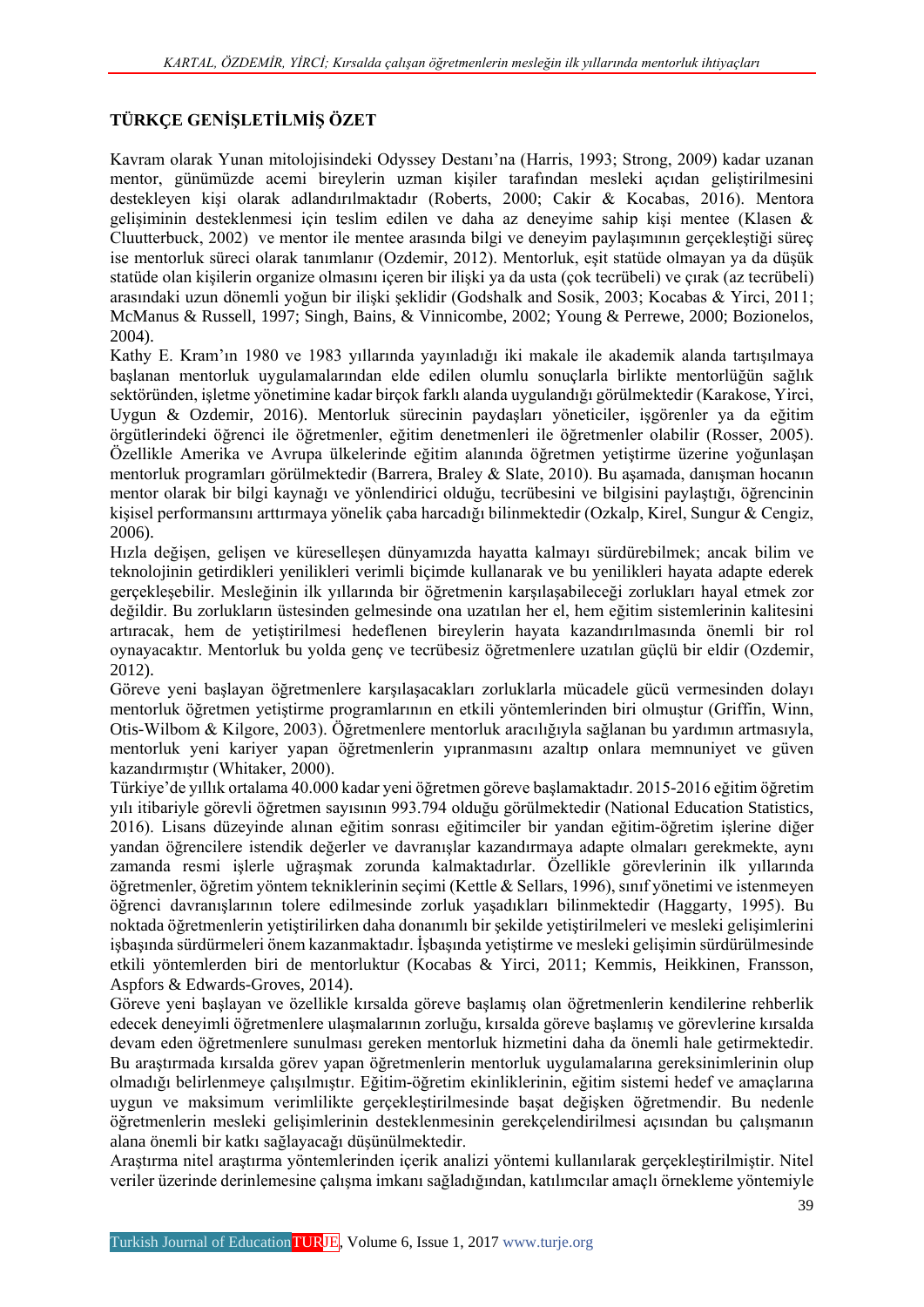## TÜRKÇE GENİŞLETİLMİŞ ÖZET

Kavram olarak Yunan mitolojisindeki Odyssey Destanı'na (Harris, 1993; Strong, 2009) kadar uzanan mentor, günümüzde acemi bireylerin uzman kişiler tarafından mesleki açıdan geliştirilmesini destekleyen kişi olarak adlandırılmaktadır (Roberts, 2000; Cakir & Kocabas, 2016). Mentora gelişiminin desteklenmesi için teslim edilen ve daha az deneyime sahip kişi mentee (Klasen & Cluutterbuck, 2002) ve mentor ile mentee arasında bilgi ve deneyim paylaşımının gerçekleştiği süreç ise mentorluk süreci olarak tanımlanır (Ozdemir, 2012). Mentorluk, eşit statüde olmayan ya da düşük statüde olan kişilerin organize olmasını içeren bir ilişki ya da usta (çok tecrübeli) ve çırak (az tecrübeli) arasındaki uzun dönemli yoğun bir ilişki şeklidir (Godshalk and Sosik, 2003; Kocabas & Yirci, 2011; McManus & Russell, 1997; Singh, Bains, & Vinnicombe, 2002; Young & Perrewe, 2000; Bozionelos, 2004).

Kathy E. Kram'ın 1980 ve 1983 yıllarında yayınladığı iki makale ile akademik alanda tartışılmaya başlanan mentorluk uygulamalarından elde edilen olumlu sonuçlarla birlikte mentorlüğün sağlık sektöründen, işletme yönetimine kadar birçok farklı alanda uygulandığı görülmektedir (Karakose, Yirci, Uygun & Ozdemir, 2016). Mentorluk sürecinin paydaşları yöneticiler, işgörenler ya da eğitim örgütlerindeki öğrenci ile öğretmenler, eğitim denetmenleri ile öğretmenler olabilir (Rosser, 2005). Özellikle Amerika ve Avrupa ülkelerinde eğitim alanında öğretmen yetiştirme üzerine yoğunlaşan mentorluk programları görülmektedir (Barrera, Braley & Slate, 2010). Bu aşamada, danışman hocanın mentor olarak bir bilgi kaynağı ve yönlendirici olduğu, tecrübesini ve bilgisini paylaştığı, öğrencinin kişisel performansını arttırmaya yönelik çaba harcadığı bilinmektedir (Ozkalp, Kirel, Sungur & Cengiz, 2006).

Hızla değişen, gelişen ve küreselleşen dünyamızda hayatta kalmayı sürdürebilmek; ancak bilim ve teknolojinin getirdikleri yenilikleri verimli biçimde kullanarak ve bu yenilikleri hayata adapte ederek gerçekleşebilir. Mesleğinin ilk yıllarında bir öğretmenin karşılaşabileceği zorlukları hayal etmek zor değildir. Bu zorlukların üstesinden gelmesinde ona uzatılan her el, hem eğitim sistemlerinin kalitesini artıracak, hem de yetiştirilmesi hedeflenen bireylerin hayata kazandırılmasında önemli bir rol oynayacaktır. Mentorluk bu yolda genç ve tecrübesiz öğretmenlere uzatılan güçlü bir eldir (Ozdemir, 2012).

Göreve yeni başlayan öğretmenlere karşılaşacakları zorluklarla mücadele gücü vermesinden dolayı mentorluk öğretmen yetiştirme programlarının en etkili yöntemlerinden biri olmuştur (Griffin, Winn, Otis-Wilbom & Kilgore, 2003). Öğretmenlere mentorluk aracılığıyla sağlanan bu yardımın artmasıyla, mentorluk yeni kariyer yapan öğretmenlerin yıpranmasını azaltıp onlara memnuniyet ve güven kazandırmıştır (Whitaker, 2000).

Türkiye'de yıllık ortalama 40.000 kadar yeni öğretmen göreve başlamaktadır. 2015-2016 eğitim öğretim yılı itibariyle görevli öğretmen sayısının 993.794 olduğu görülmektedir (National Education Statistics, 2016). Lisans düzeyinde alınan eğitim sonrası eğitimciler bir yandan eğitim-öğretim işlerine diğer yandan öğrencilere istendik değerler ve davranışlar kazandırmaya adapte olmaları gerekmekte, aynı zamanda resmi işlerle uğraşmak zorunda kalmaktadırlar. Özellikle görevlerinin ilk yıllarında öğretmenler, öğretim yöntem tekniklerinin seçimi (Kettle & Sellars, 1996), sınıf yönetimi ve istenmeyen öğrenci davranışlarının tolere edilmesinde zorluk yaşadıkları bilinmektedir (Haggarty, 1995). Bu noktada öğretmenlerin yetiştirilirken daha donanımlı bir şekilde yetiştirilmeleri ve mesleki gelişimlerini işbaşında sürdürmeleri önem kazanmaktadır. İşbaşında yetiştirme ve mesleki gelişimin sürdürülmesinde etkili yöntemlerden biri de mentorluktur (Kocabas & Yirci, 2011; Kemmis, Heikkinen, Fransson, Aspfors & Edwards-Groves, 2014).

Göreve yeni başlayan ve özellikle kırsalda göreve başlamış olan öğretmenlerin kendilerine rehberlik edecek deneyimli öğretmenlere ulaşmalarının zorluğu, kırsalda göreve başlamış ve görevlerine kırsalda devam eden öğretmenlere sunulması gereken mentorluk hizmetini daha da önemli hale getirmektedir. Bu araştırmada kırsalda görev yapan öğretmenlerin mentorluk uygulamalarına gereksinimlerinin olup olmadığı belirlenmeye çalışılmıştır. Eğitim-öğretim ekinliklerinin, eğitim sistemi hedef ve amaçlarına uygun ve maksimum verimlilikte gerçekleştirilmesinde başat değişken öğretmendir. Bu nedenle öğretmenlerin mesleki gelişimlerinin desteklenmesinin gerekçelendirilmesi açısından bu çalışmanın alana önemli bir katkı sağlayacağı düşünülmektedir.

Araştırma nitel araştırma yöntemlerinden içerik analizi yöntemi kullanılarak gerçekleştirilmiştir. Nitel veriler üzerinde derinlemesine çalışma imkanı sağladığından, katılımcılar amaçlı örnekleme yöntemiyle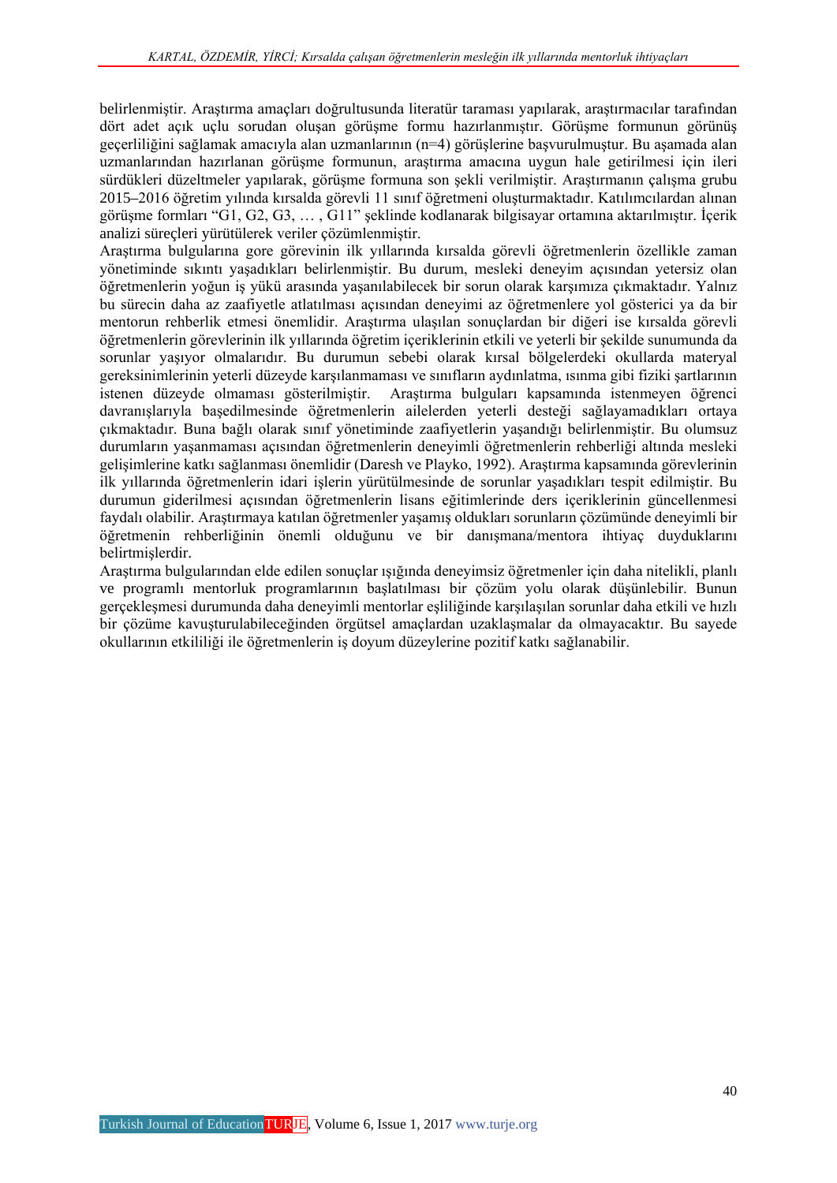belirlenmiştir. Araştırma amaçları doğrultusunda literatür taraması yapılarak, araştırmacılar tarafından dört adet açık uçlu sorudan oluşan görüşme formu hazırlanmıştır. Görüşme formunun görünüş geçerliliğini sağlamak amacıyla alan uzmanlarının (n=4) görüşlerine başvurulmuştur. Bu aşamada alan uzmanlarından hazırlanan görüşme formunun, araştırma amacına uygun hale getirilmesi için ileri sürdükleri düzeltmeler yapılarak, görüşme formuna son şekli verilmiştir. Araştırmanın çalışma grubu 2015–2016 öğretim yılında kırsalda görevli 11 sınıf öğretmeni oluşturmaktadır. Katılımcılardan alınan görüşme formları "G1, G2, G3, … , G11" şeklinde kodlanarak bilgisayar ortamına aktarılmıştır. İçerik analizi süreçleri yürütülerek veriler çözümlenmiştir.

Araştırma bulgularına gore görevinin ilk yıllarında kırsalda görevli öğretmenlerin özellikle zaman yönetiminde sıkıntı yaşadıkları belirlenmiştir. Bu durum, mesleki deneyim açısından yetersiz olan öğretmenlerin yoğun iş yükü arasında yaşanılabilecek bir sorun olarak karşımıza çıkmaktadır. Yalnız bu sürecin daha az zaafiyetle atlatılması açısından deneyimi az öğretmenlere yol gösterici ya da bir mentorun rehberlik etmesi önemlidir. Araştırma ulaşılan sonuçlardan bir diğeri ise kırsalda görevli öğretmenlerin görevlerinin ilk yıllarında öğretim içeriklerinin etkili ve yeterli bir şekilde sunumunda da sorunlar yaşıyor olmalarıdır. Bu durumun sebebi olarak kırsal bölgelerdeki okullarda materyal gereksinimlerinin yeterli düzeyde karşılanmaması ve sınıfların aydınlatma, ısınma gibi fiziki şartlarının istenen düzeyde olmaması gösterilmiştir. Araştırma bulguları kapsamında istenmeyen öğrenci davranışlarıyla başedilmesinde öğretmenlerin ailelerden yeterli desteği sağlayamadıkları ortaya çıkmaktadır. Buna bağlı olarak sınıf yönetiminde zaafiyetlerin yaşandığı belirlenmiştir. Bu olumsuz durumların yaşanmaması açısından öğretmenlerin deneyimli öğretmenlerin rehberliği altında mesleki gelişimlerine katkı sağlanması önemlidir (Daresh ve Playko, 1992). Araştırma kapsamında görevlerinin ilk yıllarında öğretmenlerin idari işlerin yürütülmesinde de sorunlar yaşadıkları tespit edilmiştir. Bu durumun giderilmesi açısından öğretmenlerin lisans eğitimlerinde ders içeriklerinin güncellenmesi faydalı olabilir. Araştırmaya katılan öğretmenler yaşamış oldukları sorunların çözümünde deneyimli bir öğretmenin rehberliğinin önemli olduğunu ve bir danışmana/mentora ihtiyaç duyduklarını belirtmişlerdir.

Araştırma bulgularından elde edilen sonuçlar ışığında deneyimsiz öğretmenler için daha nitelikli, planlı ve programlı mentorluk programlarının başlatılması bir çözüm yolu olarak düşünlebilir. Bunun gerçekleşmesi durumunda daha deneyimli mentorlar eşliliğinde karşılaşılan sorunlar daha etkili ve hızlı bir çözüme kavuşturulabileceğinden örgütsel amaçlardan uzaklaşmalar da olmayacaktır. Bu sayede okullarının etkililiği ile öğretmenlerin iş doyum düzeylerine pozitif katkı sağlanabilir.